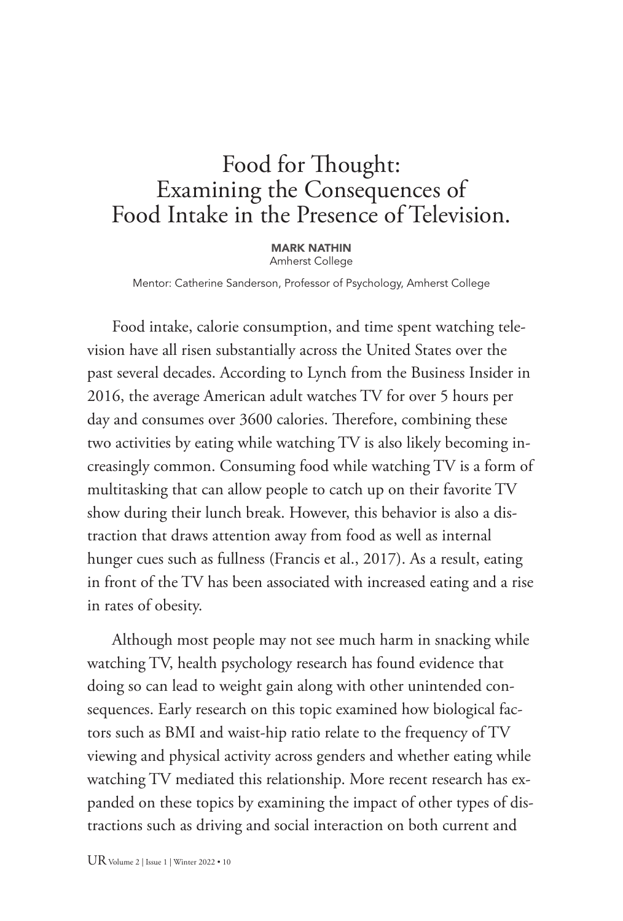# Food for Thought: Examining the Consequences of Food Intake in the Presence of Television.

**MARK NATHIN**
Amherst College

Mentor: Catherine Sanderson, Professor of Psychology, Amherst College

Food intake, calorie consumption, and time spent watching television have all risen substantially across the United States over the past several decades. According to Lynch from the Business Insider in 2016, the average American adult watches TV for over 5 hours per day and consumes over 3600 calories. Therefore, combining these two activities by eating while watching TV is also likely becoming increasingly common. Consuming food while watching TV is a form of multitasking that can allow people to catch up on their favorite TV show during their lunch break. However, this behavior is also a distraction that draws attention away from food as well as internal hunger cues such as fullness (Francis et al., 2017). As a result, eating in front of the TV has been associated with increased eating and a rise in rates of obesity.

Although most people may not see much harm in snacking while watching TV, health psychology research has found evidence that doing so can lead to weight gain along with other unintended consequences. Early research on this topic examined how biological factors such as BMI and waist-hip ratio relate to the frequency of TV viewing and physical activity across genders and whether eating while watching TV mediated this relationship. More recent research has expanded on these topics by examining the impact of other types of distractions such as driving and social interaction on both current and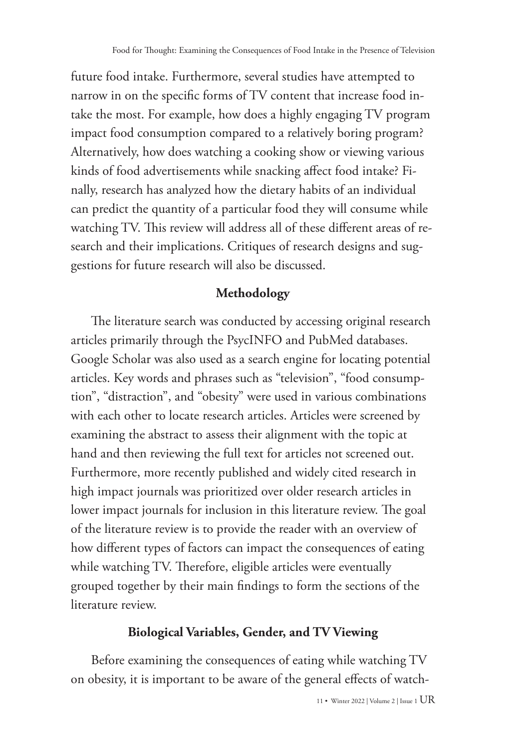future food intake. Furthermore, several studies have attempted to narrow in on the specific forms of TV content that increase food intake the most. For example, how does a highly engaging TV program impact food consumption compared to a relatively boring program? Alternatively, how does watching a cooking show or viewing various kinds of food advertisements while snacking affect food intake? Finally, research has analyzed how the dietary habits of an individual can predict the quantity of a particular food they will consume while watching TV. This review will address all of these different areas of research and their implications. Critiques of research designs and suggestions for future research will also be discussed.

## Methodology

The literature search was conducted by accessing original research articles primarily through the PsycINFO and PubMed databases. Google Scholar was also used as a search engine for locating potential articles. Key words and phrases such as "television", "food consumption", "distraction", and "obesity" were used in various combinations with each other to locate research articles. Articles were screened by examining the abstract to assess their alignment with the topic at hand and then reviewing the full text for articles not screened out. Furthermore, more recently published and widely cited research in high impact journals was prioritized over older research articles in lower impact journals for inclusion in this literature review. The goal of the literature review is to provide the reader with an overview of how different types of factors can impact the consequences of eating while watching TV. Therefore, eligible articles were eventually grouped together by their main findings to form the sections of the literature review.

## Biological Variables, Gender, and TV Viewing

Before examining the consequences of eating while watching TV on obesity, it is important to be aware of the general effects of watch-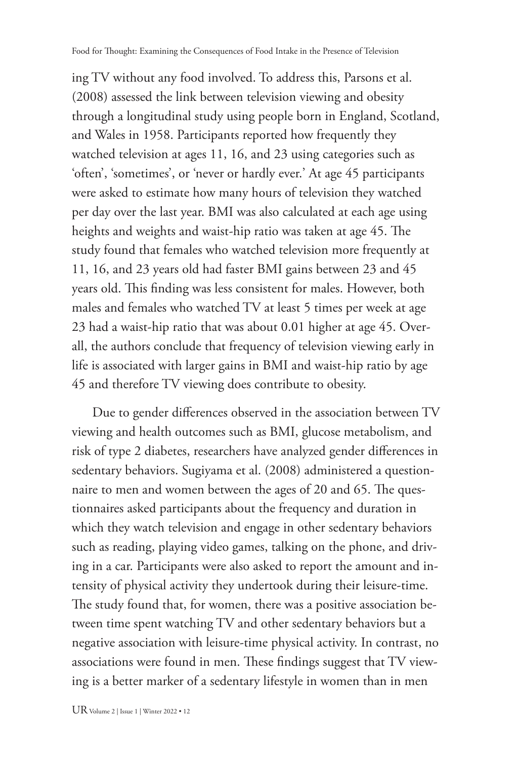ing TV without any food involved. To address this, Parsons et al. (2008) assessed the link between television viewing and obesity through a longitudinal study using people born in England, Scotland, and Wales in 1958. Participants reported how frequently they watched television at ages 11, 16, and 23 using categories such as 'often', 'sometimes', or 'never or hardly ever.' At age 45 participants were asked to estimate how many hours of television they watched per day over the last year. BMI was also calculated at each age using heights and weights and waist-hip ratio was taken at age 45. The study found that females who watched television more frequently at 11, 16, and 23 years old had faster BMI gains between 23 and 45 years old. This finding was less consistent for males. However, both males and females who watched TV at least 5 times per week at age 23 had a waist-hip ratio that was about 0.01 higher at age 45. Overall, the authors conclude that frequency of television viewing early in life is associated with larger gains in BMI and waist-hip ratio by age 45 and therefore TV viewing does contribute to obesity.

Due to gender differences observed in the association between TV viewing and health outcomes such as BMI, glucose metabolism, and risk of type 2 diabetes, researchers have analyzed gender differences in sedentary behaviors. Sugiyama et al. (2008) administered a questionnaire to men and women between the ages of 20 and 65. The questionnaires asked participants about the frequency and duration in which they watch television and engage in other sedentary behaviors such as reading, playing video games, talking on the phone, and driving in a car. Participants were also asked to report the amount and intensity of physical activity they undertook during their leisure-time. The study found that, for women, there was a positive association between time spent watching TV and other sedentary behaviors but a negative association with leisure-time physical activity. In contrast, no associations were found in men. These findings suggest that TV viewing is a better marker of a sedentary lifestyle in women than in men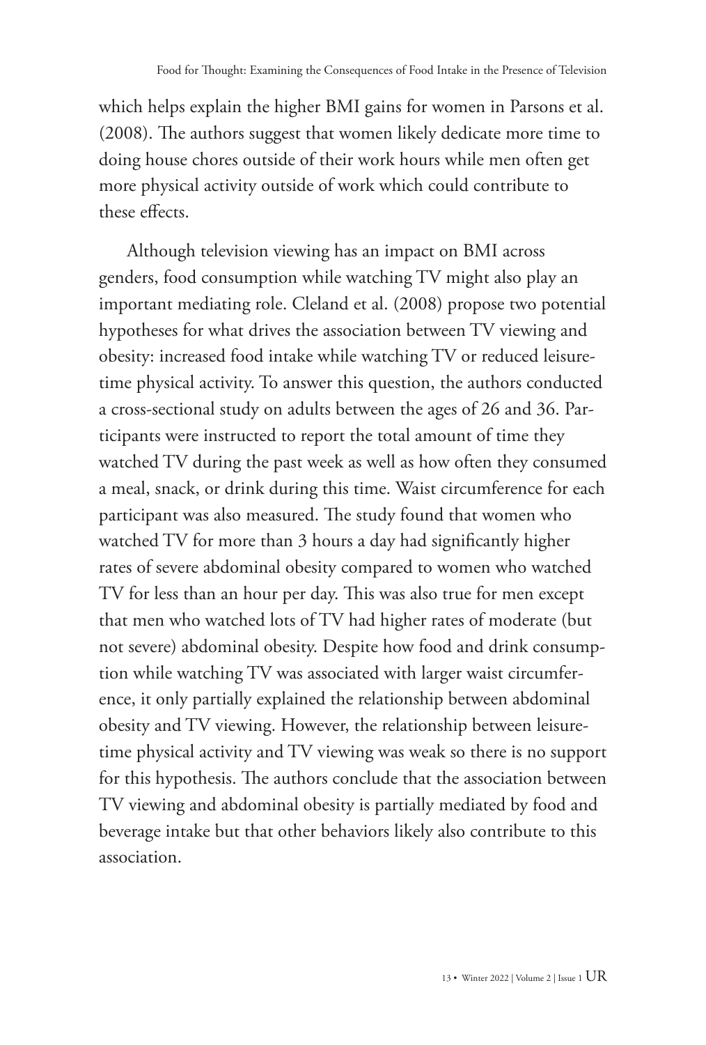which helps explain the higher BMI gains for women in Parsons et al. (2008). The authors suggest that women likely dedicate more time to doing house chores outside of their work hours while men often get more physical activity outside of work which could contribute to these effects.

Although television viewing has an impact on BMI across genders, food consumption while watching TV might also play an important mediating role. Cleland et al. (2008) propose two potential hypotheses for what drives the association between TV viewing and obesity: increased food intake while watching TV or reduced leisure-time physical activity. To answer this question, the authors conducted a cross-sectional study on adults between the ages of 26 and 36. Participants were instructed to report the total amount of time they watched TV during the past week as well as how often they consumed a meal, snack, or drink during this time. Waist circumference for each participant was also measured. The study found that women who watched TV for more than 3 hours a day had significantly higher rates of severe abdominal obesity compared to women who watched TV for less than an hour per day. This was also true for men except that men who watched lots of TV had higher rates of moderate (but not severe) abdominal obesity. Despite how food and drink consumption while watching TV was associated with larger waist circumference, it only partially explained the relationship between abdominal obesity and TV viewing. However, the relationship between leisure-time physical activity and TV viewing was weak so there is no support for this hypothesis. The authors conclude that the association between TV viewing and abdominal obesity is partially mediated by food and beverage intake but that other behaviors likely also contribute to this association.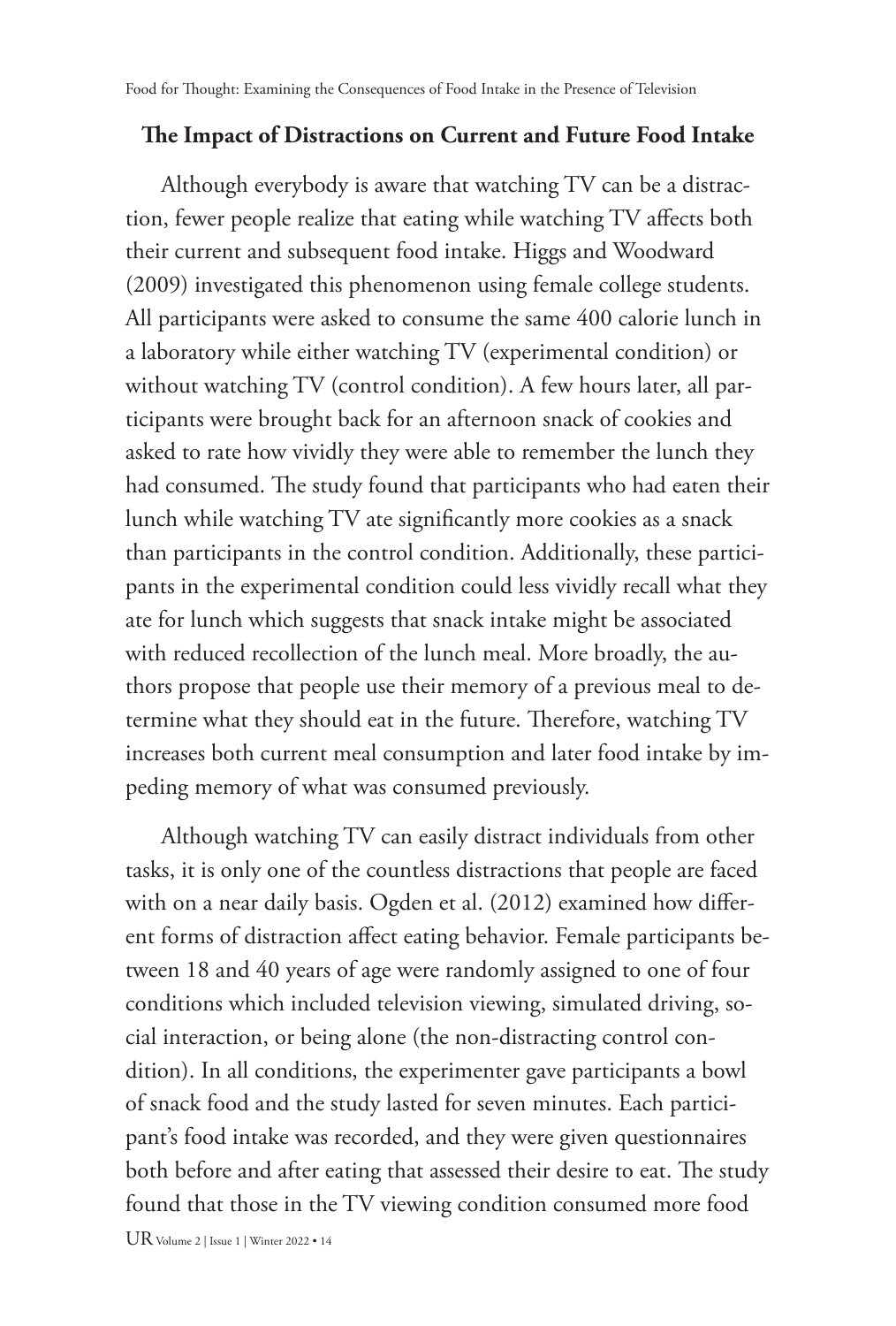### The Impact of Distractions on Current and Future Food Intake

Although everybody is aware that watching TV can be a distraction, fewer people realize that eating while watching TV affects both their current and subsequent food intake. Higgs and Woodward (2009) investigated this phenomenon using female college students. All participants were asked to consume the same 400 calorie lunch in a laboratory while either watching TV (experimental condition) or without watching TV (control condition). A few hours later, all participants were brought back for an afternoon snack of cookies and asked to rate how vividly they were able to remember the lunch they had consumed. The study found that participants who had eaten their lunch while watching TV ate significantly more cookies as a snack than participants in the control condition. Additionally, these participants in the experimental condition could less vividly recall what they ate for lunch which suggests that snack intake might be associated with reduced recollection of the lunch meal. More broadly, the authors propose that people use their memory of a previous meal to determine what they should eat in the future. Therefore, watching TV increases both current meal consumption and later food intake by impeding memory of what was consumed previously.

Although watching TV can easily distract individuals from other tasks, it is only one of the countless distractions that people are faced with on a near daily basis. Ogden et al. (2012) examined how different forms of distraction affect eating behavior. Female participants between 18 and 40 years of age were randomly assigned to one of four conditions which included television viewing, simulated driving, social interaction, or being alone (the non-distracting control condition). In all conditions, the experimenter gave participants a bowl of snack food and the study lasted for seven minutes. Each participant's food intake was recorded, and they were given questionnaires both before and after eating that assessed their desire to eat. The study found that those in the TV viewing condition consumed more food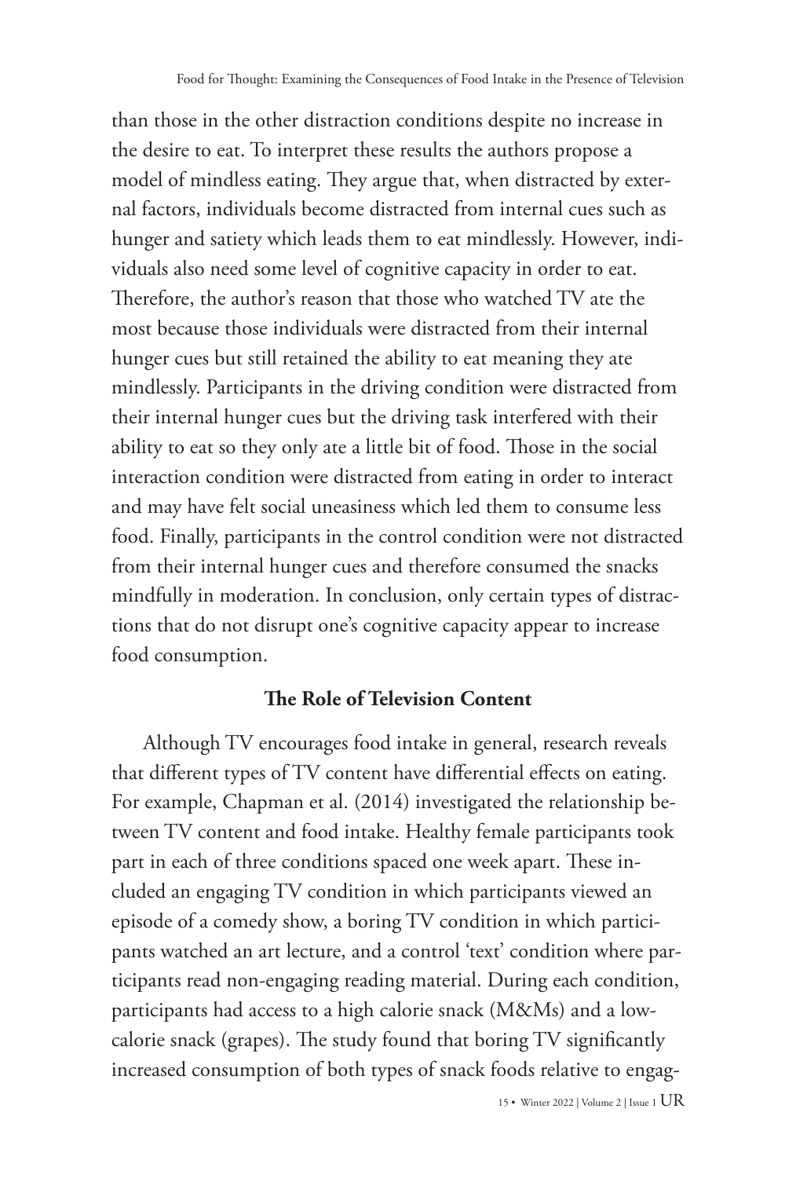than those in the other distraction conditions despite no increase in the desire to eat. To interpret these results the authors propose a model of mindless eating. They argue that, when distracted by external factors, individuals become distracted from internal cues such as hunger and satiety which leads them to eat mindlessly. However, individuals also need some level of cognitive capacity in order to eat. Therefore, the author's reason that those who watched TV ate the most because those individuals were distracted from their internal hunger cues but still retained the ability to eat meaning they ate mindlessly. Participants in the driving condition were distracted from their internal hunger cues but the driving task interfered with their ability to eat so they only ate a little bit of food. Those in the social interaction condition were distracted from eating in order to interact and may have felt social uneasiness which led them to consume less food. Finally, participants in the control condition were not distracted from their internal hunger cues and therefore consumed the snacks mindfully in moderation. In conclusion, only certain types of distractions that do not disrupt one's cognitive capacity appear to increase food consumption.

## The Role of Television Content

Although TV encourages food intake in general, research reveals that different types of TV content have differential effects on eating. For example, Chapman et al. (2014) investigated the relationship between TV content and food intake. Healthy female participants took part in each of three conditions spaced one week apart. These included an engaging TV condition in which participants viewed an episode of a comedy show, a boring TV condition in which participants watched an art lecture, and a control 'text' condition where participants read non-engaging reading material. During each condition, participants had access to a high calorie snack (M&Ms) and a low-calorie snack (grapes). The study found that boring TV significantly increased consumption of both types of snack foods relative to engag-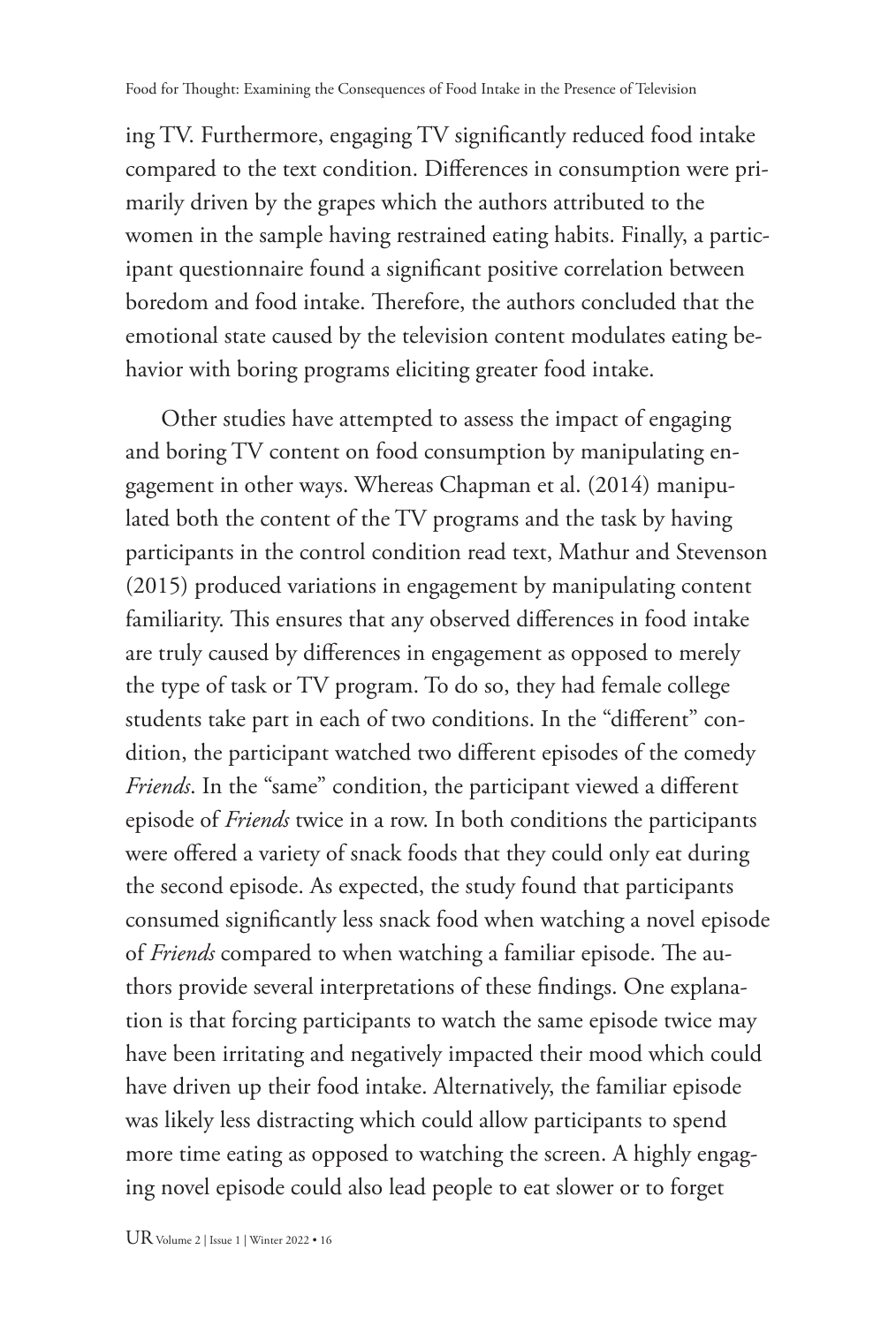ing TV. Furthermore, engaging TV significantly reduced food intake compared to the text condition. Differences in consumption were primarily driven by the grapes which the authors attributed to the women in the sample having restrained eating habits. Finally, a participant questionnaire found a significant positive correlation between boredom and food intake. Therefore, the authors concluded that the emotional state caused by the television content modulates eating behavior with boring programs eliciting greater food intake.

Other studies have attempted to assess the impact of engaging and boring TV content on food consumption by manipulating engagement in other ways. Whereas Chapman et al. (2014) manipulated both the content of the TV programs and the task by having participants in the control condition read text, Mathur and Stevenson (2015) produced variations in engagement by manipulating content familiarity. This ensures that any observed differences in food intake are truly caused by differences in engagement as opposed to merely the type of task or TV program. To do so, they had female college students take part in each of two conditions. In the "different" condition, the participant watched two different episodes of the comedy *Friends*. In the "same" condition, the participant viewed a different episode of *Friends* twice in a row. In both conditions the participants were offered a variety of snack foods that they could only eat during the second episode. As expected, the study found that participants consumed significantly less snack food when watching a novel episode of *Friends* compared to when watching a familiar episode. The authors provide several interpretations of these findings. One explanation is that forcing participants to watch the same episode twice may have been irritating and negatively impacted their mood which could have driven up their food intake. Alternatively, the familiar episode was likely less distracting which could allow participants to spend more time eating as opposed to watching the screen. A highly engaging novel episode could also lead people to eat slower or to forget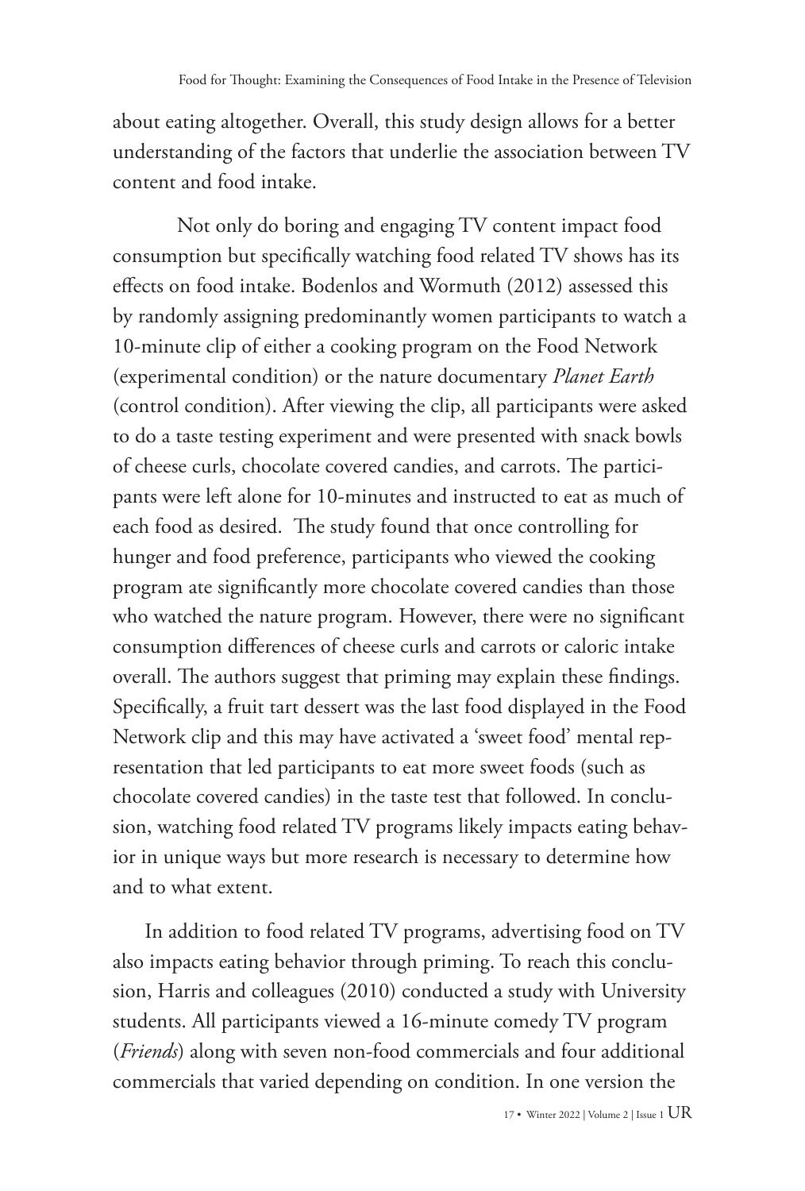about eating altogether. Overall, this study design allows for a better understanding of the factors that underlie the association between TV content and food intake.

Not only do boring and engaging TV content impact food consumption but specifically watching food related TV shows has its effects on food intake. Bodenlos and Wormuth (2012) assessed this by randomly assigning predominantly women participants to watch a 10-minute clip of either a cooking program on the Food Network (experimental condition) or the nature documentary *Planet Earth* (control condition). After viewing the clip, all participants were asked to do a taste testing experiment and were presented with snack bowls of cheese curls, chocolate covered candies, and carrots. The participants were left alone for 10-minutes and instructed to eat as much of each food as desired. The study found that once controlling for hunger and food preference, participants who viewed the cooking program ate significantly more chocolate covered candies than those who watched the nature program. However, there were no significant consumption differences of cheese curls and carrots or caloric intake overall. The authors suggest that priming may explain these findings. Specifically, a fruit tart dessert was the last food displayed in the Food Network clip and this may have activated a 'sweet food' mental representation that led participants to eat more sweet foods (such as chocolate covered candies) in the taste test that followed. In conclusion, watching food related TV programs likely impacts eating behavior in unique ways but more research is necessary to determine how and to what extent.

In addition to food related TV programs, advertising food on TV also impacts eating behavior through priming. To reach this conclusion, Harris and colleagues (2010) conducted a study with University students. All participants viewed a 16-minute comedy TV program (*Friends*) along with seven non-food commercials and four additional commercials that varied depending on condition. In one version the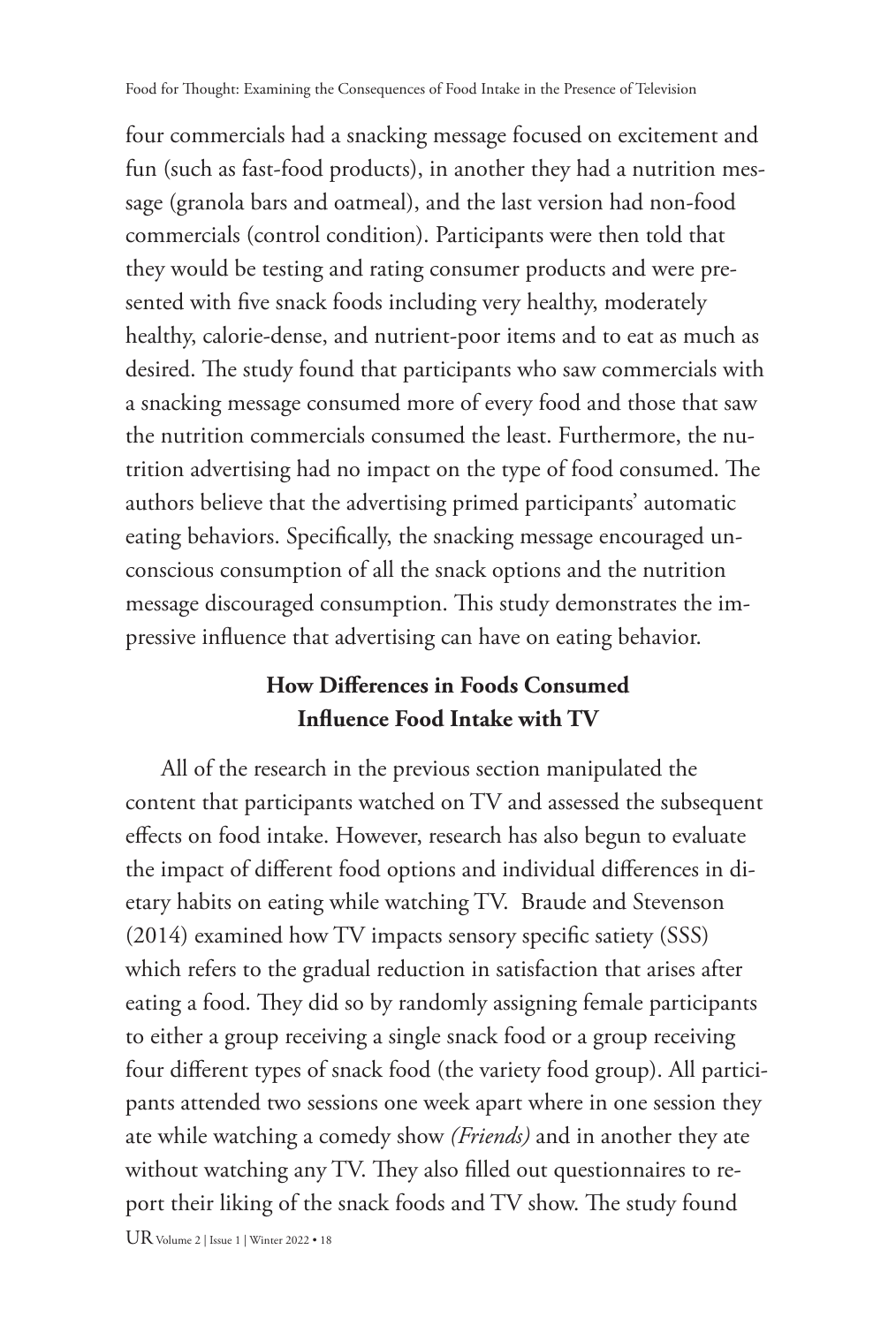four commercials had a snacking message focused on excitement and fun (such as fast-food products), in another they had a nutrition message (granola bars and oatmeal), and the last version had non-food commercials (control condition). Participants were then told that they would be testing and rating consumer products and were presented with five snack foods including very healthy, moderately healthy, calorie-dense, and nutrient-poor items and to eat as much as desired. The study found that participants who saw commercials with a snacking message consumed more of every food and those that saw the nutrition commercials consumed the least. Furthermore, the nutrition advertising had no impact on the type of food consumed. The authors believe that the advertising primed participants' automatic eating behaviors. Specifically, the snacking message encouraged unconscious consumption of all the snack options and the nutrition message discouraged consumption. This study demonstrates the impressive influence that advertising can have on eating behavior.

## How Differences in Foods Consumed Influence Food Intake with TV

All of the research in the previous section manipulated the content that participants watched on TV and assessed the subsequent effects on food intake. However, research has also begun to evaluate the impact of different food options and individual differences in dietary habits on eating while watching TV. Braude and Stevenson (2014) examined how TV impacts sensory specific satiety (SSS) which refers to the gradual reduction in satisfaction that arises after eating a food. They did so by randomly assigning female participants to either a group receiving a single snack food or a group receiving four different types of snack food (the variety food group). All participants attended two sessions one week apart where in one session they ate while watching a comedy show *(Friends)* and in another they ate without watching any TV. They also filled out questionnaires to report their liking of the snack foods and TV show. The study found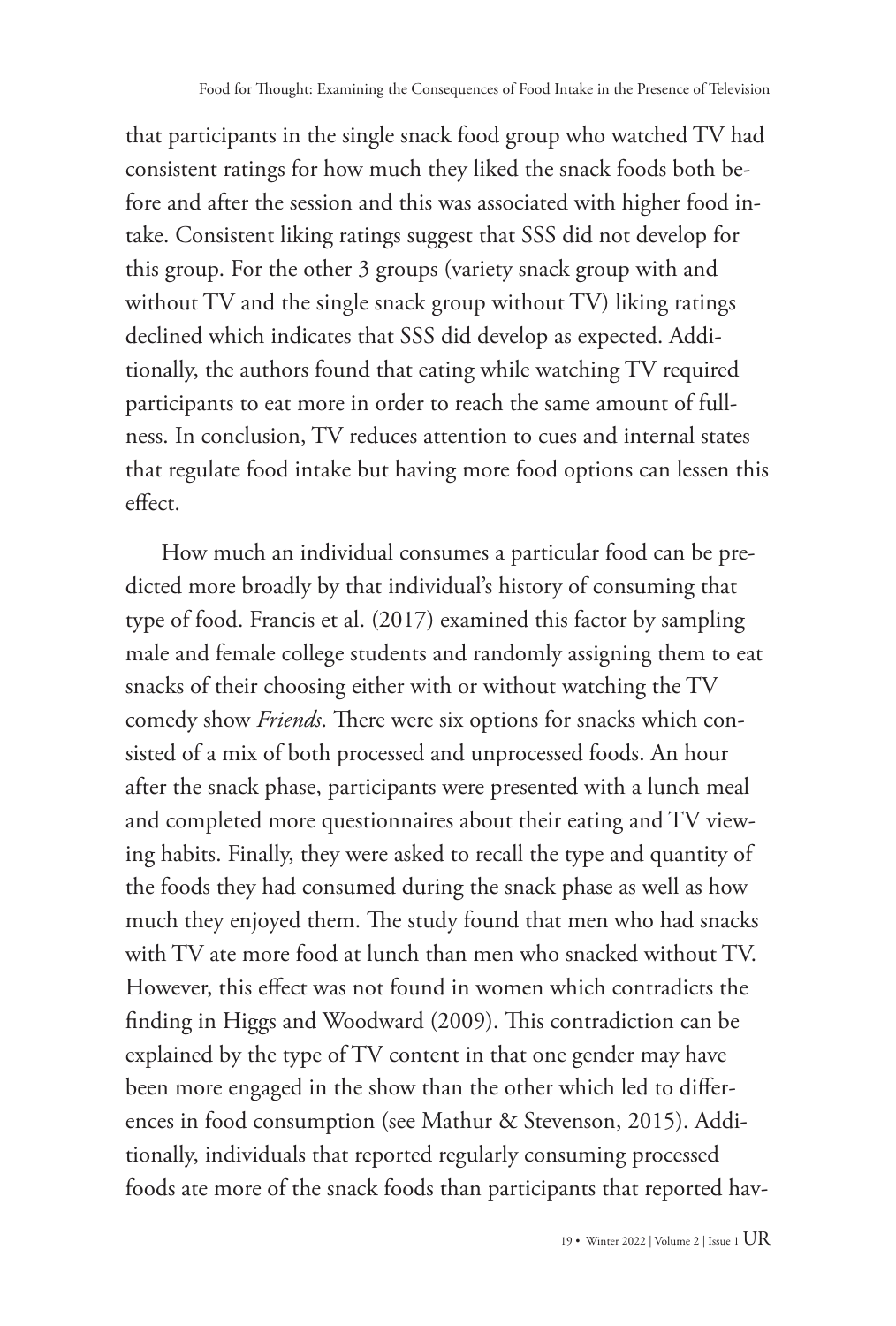that participants in the single snack food group who watched TV had consistent ratings for how much they liked the snack foods both before and after the session and this was associated with higher food intake. Consistent liking ratings suggest that SSS did not develop for this group. For the other 3 groups (variety snack group with and without TV and the single snack group without TV) liking ratings declined which indicates that SSS did develop as expected. Additionally, the authors found that eating while watching TV required participants to eat more in order to reach the same amount of fullness. In conclusion, TV reduces attention to cues and internal states that regulate food intake but having more food options can lessen this effect.

How much an individual consumes a particular food can be predicted more broadly by that individual's history of consuming that type of food. Francis et al. (2017) examined this factor by sampling male and female college students and randomly assigning them to eat snacks of their choosing either with or without watching the TV comedy show *Friends*. There were six options for snacks which consisted of a mix of both processed and unprocessed foods. An hour after the snack phase, participants were presented with a lunch meal and completed more questionnaires about their eating and TV viewing habits. Finally, they were asked to recall the type and quantity of the foods they had consumed during the snack phase as well as how much they enjoyed them. The study found that men who had snacks with TV ate more food at lunch than men who snacked without TV. However, this effect was not found in women which contradicts the finding in Higgs and Woodward (2009). This contradiction can be explained by the type of TV content in that one gender may have been more engaged in the show than the other which led to differences in food consumption (see Mathur & Stevenson, 2015). Additionally, individuals that reported regularly consuming processed foods ate more of the snack foods than participants that reported hav-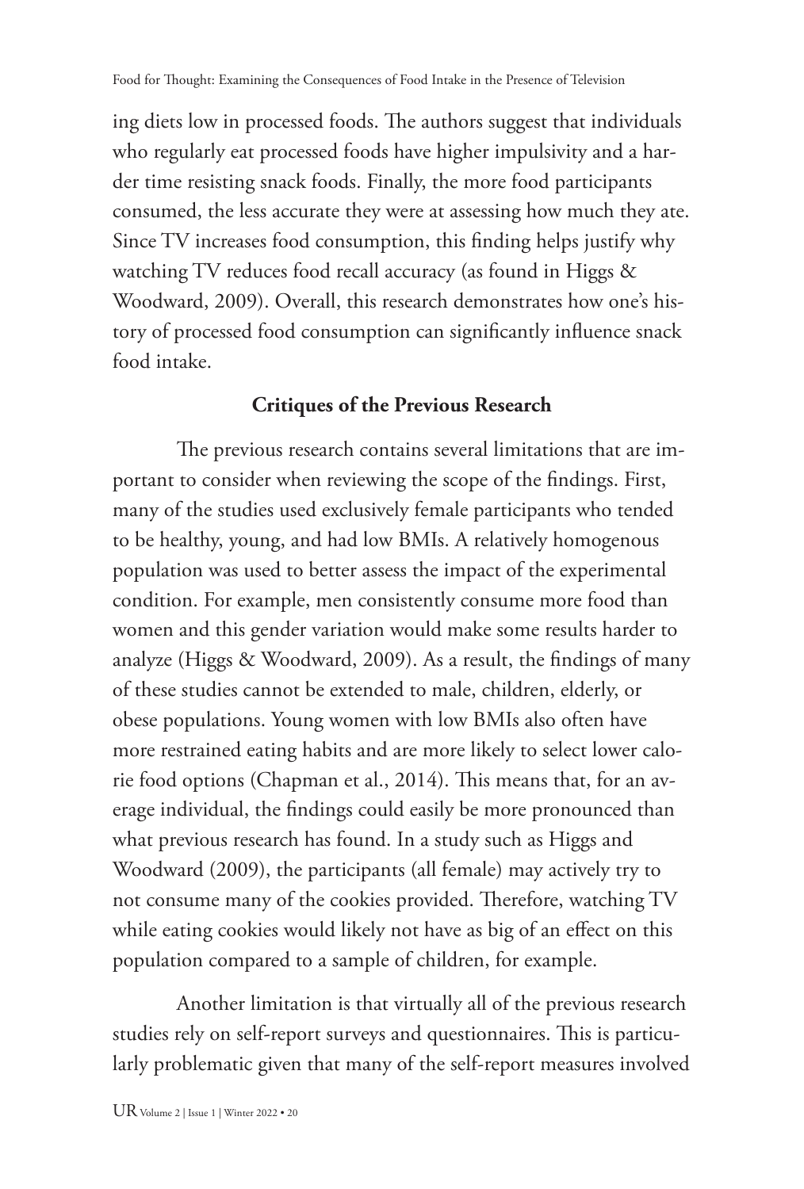ing diets low in processed foods. The authors suggest that individuals who regularly eat processed foods have higher impulsivity and a harder time resisting snack foods. Finally, the more food participants consumed, the less accurate they were at assessing how much they ate. Since TV increases food consumption, this finding helps justify why watching TV reduces food recall accuracy (as found in Higgs & Woodward, 2009). Overall, this research demonstrates how one's history of processed food consumption can significantly influence snack food intake.

## Critiques of the Previous Research

The previous research contains several limitations that are important to consider when reviewing the scope of the findings. First, many of the studies used exclusively female participants who tended to be healthy, young, and had low BMIs. A relatively homogenous population was used to better assess the impact of the experimental condition. For example, men consistently consume more food than women and this gender variation would make some results harder to analyze (Higgs & Woodward, 2009). As a result, the findings of many of these studies cannot be extended to male, children, elderly, or obese populations. Young women with low BMIs also often have more restrained eating habits and are more likely to select lower calorie food options (Chapman et al., 2014). This means that, for an average individual, the findings could easily be more pronounced than what previous research has found. In a study such as Higgs and Woodward (2009), the participants (all female) may actively try to not consume many of the cookies provided. Therefore, watching TV while eating cookies would likely not have as big of an effect on this population compared to a sample of children, for example.

Another limitation is that virtually all of the previous research studies rely on self-report surveys and questionnaires. This is particularly problematic given that many of the self-report measures involved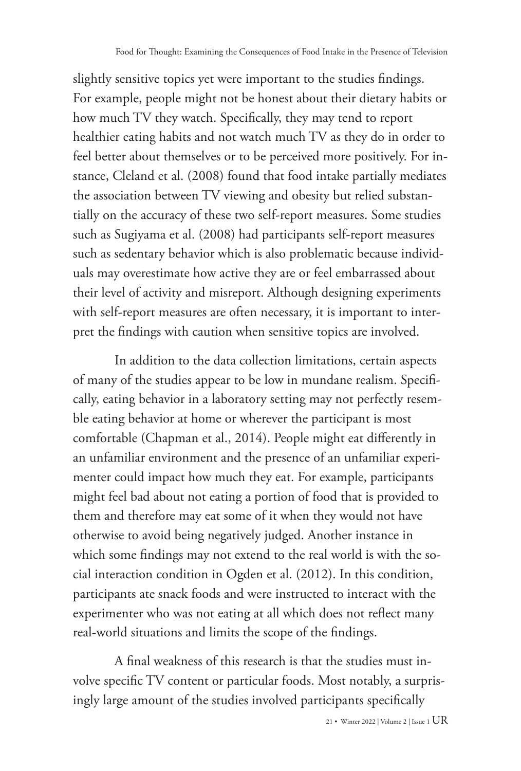slightly sensitive topics yet were important to the studies findings. For example, people might not be honest about their dietary habits or how much TV they watch. Specifically, they may tend to report healthier eating habits and not watch much TV as they do in order to feel better about themselves or to be perceived more positively. For instance, Cleland et al. (2008) found that food intake partially mediates the association between TV viewing and obesity but relied substantially on the accuracy of these two self-report measures. Some studies such as Sugiyama et al. (2008) had participants self-report measures such as sedentary behavior which is also problematic because individuals may overestimate how active they are or feel embarrassed about their level of activity and misreport. Although designing experiments with self-report measures are often necessary, it is important to interpret the findings with caution when sensitive topics are involved.

In addition to the data collection limitations, certain aspects of many of the studies appear to be low in mundane realism. Specifically, eating behavior in a laboratory setting may not perfectly resemble eating behavior at home or wherever the participant is most comfortable (Chapman et al., 2014). People might eat differently in an unfamiliar environment and the presence of an unfamiliar experimenter could impact how much they eat. For example, participants might feel bad about not eating a portion of food that is provided to them and therefore may eat some of it when they would not have otherwise to avoid being negatively judged. Another instance in which some findings may not extend to the real world is with the social interaction condition in Ogden et al. (2012). In this condition, participants ate snack foods and were instructed to interact with the experimenter who was not eating at all which does not reflect many real-world situations and limits the scope of the findings.

A final weakness of this research is that the studies must involve specific TV content or particular foods. Most notably, a surprisingly large amount of the studies involved participants specifically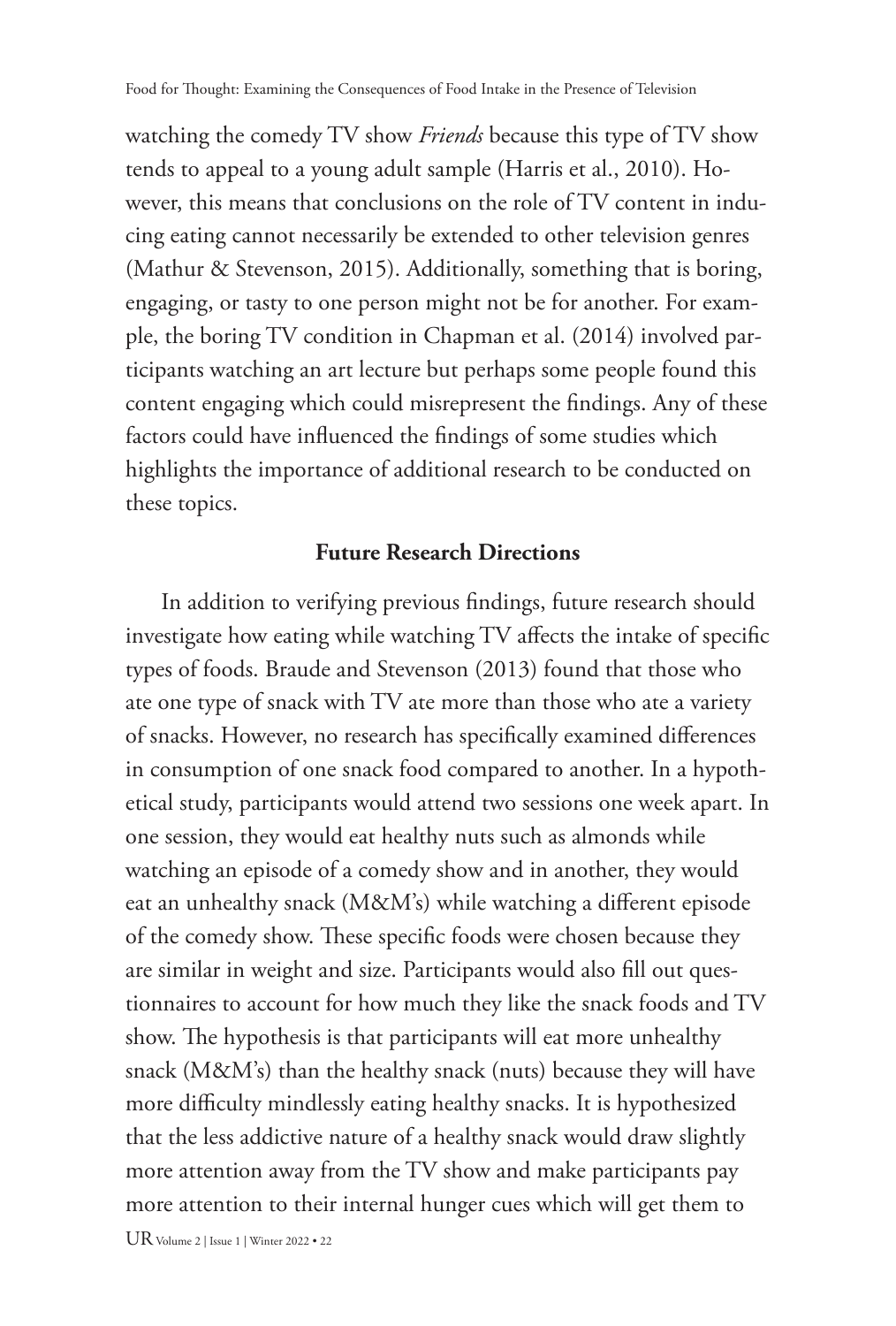watching the comedy TV show *Friends* because this type of TV show tends to appeal to a young adult sample (Harris et al., 2010). However, this means that conclusions on the role of TV content in inducing eating cannot necessarily be extended to other television genres (Mathur & Stevenson, 2015). Additionally, something that is boring, engaging, or tasty to one person might not be for another. For example, the boring TV condition in Chapman et al. (2014) involved participants watching an art lecture but perhaps some people found this content engaging which could misrepresent the findings. Any of these factors could have influenced the findings of some studies which highlights the importance of additional research to be conducted on these topics.

## Future Research Directions

In addition to verifying previous findings, future research should investigate how eating while watching TV affects the intake of specific types of foods. Braude and Stevenson (2013) found that those who ate one type of snack with TV ate more than those who ate a variety of snacks. However, no research has specifically examined differences in consumption of one snack food compared to another. In a hypothetical study, participants would attend two sessions one week apart. In one session, they would eat healthy nuts such as almonds while watching an episode of a comedy show and in another, they would eat an unhealthy snack (M&M's) while watching a different episode of the comedy show. These specific foods were chosen because they are similar in weight and size. Participants would also fill out questionnaires to account for how much they like the snack foods and TV show. The hypothesis is that participants will eat more unhealthy snack (M&M's) than the healthy snack (nuts) because they will have more difficulty mindlessly eating healthy snacks. It is hypothesized that the less addictive nature of a healthy snack would draw slightly more attention away from the TV show and make participants pay more attention to their internal hunger cues which will get them to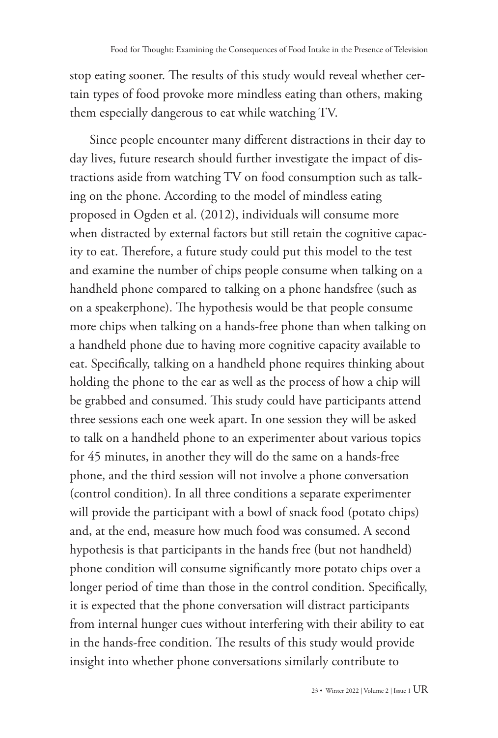stop eating sooner. The results of this study would reveal whether certain types of food provoke more mindless eating than others, making them especially dangerous to eat while watching TV.

Since people encounter many different distractions in their day to day lives, future research should further investigate the impact of distractions aside from watching TV on food consumption such as talking on the phone. According to the model of mindless eating proposed in Ogden et al. (2012), individuals will consume more when distracted by external factors but still retain the cognitive capacity to eat. Therefore, a future study could put this model to the test and examine the number of chips people consume when talking on a handheld phone compared to talking on a phone handsfree (such as on a speakerphone). The hypothesis would be that people consume more chips when talking on a hands-free phone than when talking on a handheld phone due to having more cognitive capacity available to eat. Specifically, talking on a handheld phone requires thinking about holding the phone to the ear as well as the process of how a chip will be grabbed and consumed. This study could have participants attend three sessions each one week apart. In one session they will be asked to talk on a handheld phone to an experimenter about various topics for 45 minutes, in another they will do the same on a hands-free phone, and the third session will not involve a phone conversation (control condition). In all three conditions a separate experimenter will provide the participant with a bowl of snack food (potato chips) and, at the end, measure how much food was consumed. A second hypothesis is that participants in the hands free (but not handheld) phone condition will consume significantly more potato chips over a longer period of time than those in the control condition. Specifically, it is expected that the phone conversation will distract participants from internal hunger cues without interfering with their ability to eat in the hands-free condition. The results of this study would provide insight into whether phone conversations similarly contribute to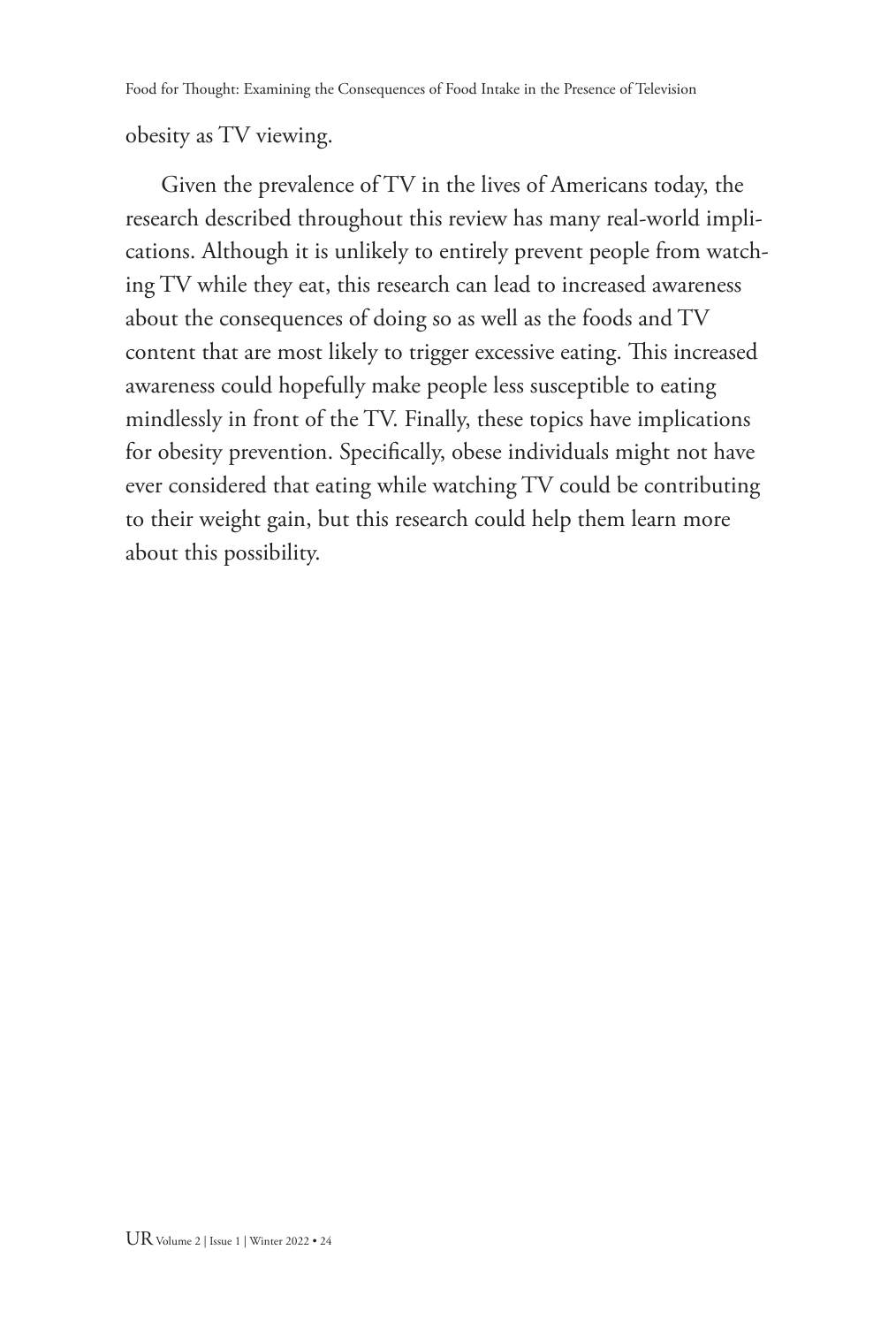obesity as TV viewing.

Given the prevalence of TV in the lives of Americans today, the research described throughout this review has many real-world implications. Although it is unlikely to entirely prevent people from watching TV while they eat, this research can lead to increased awareness about the consequences of doing so as well as the foods and TV content that are most likely to trigger excessive eating. This increased awareness could hopefully make people less susceptible to eating mindlessly in front of the TV. Finally, these topics have implications for obesity prevention. Specifically, obese individuals might not have ever considered that eating while watching TV could be contributing to their weight gain, but this research could help them learn more about this possibility.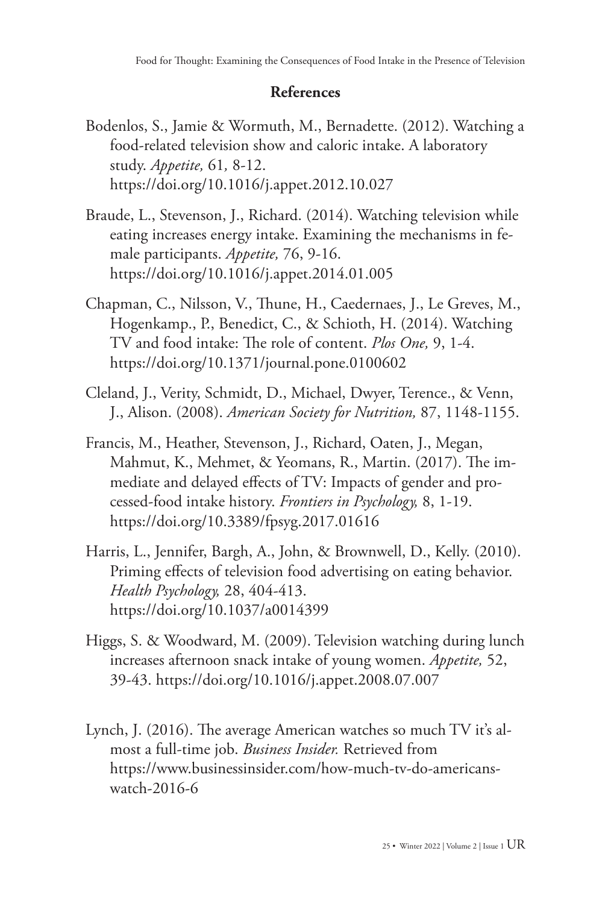## References

Bodenlos, S., Jamie & Wormuth, M., Bernadette. (2012). Watching a food-related television show and caloric intake. A laboratory study. *Appetite,* 61*,* 8-12. https://doi.org/10.1016/j.appet.2012.10.027

Braude, L., Stevenson, J., Richard. (2014). Watching television while eating increases energy intake. Examining the mechanisms in female participants. *Appetite,* 76, 9-16. https://doi.org/10.1016/j.appet.2014.01.005

Chapman, C., Nilsson, V., Thune, H., Caedernaes, J., Le Greves, M., Hogenkamp., P., Benedict, C., & Schioth, H. (2014). Watching TV and food intake: The role of content. *Plos One,* 9, 1-4. https://doi.org/10.1371/journal.pone.0100602

Cleland, J., Verity, Schmidt, D., Michael, Dwyer, Terence., & Venn, J., Alison. (2008). *American Society for Nutrition,* 87, 1148-1155.

Francis, M., Heather, Stevenson, J., Richard, Oaten, J., Megan, Mahmut, K., Mehmet, & Yeomans, R., Martin. (2017). The immediate and delayed effects of TV: Impacts of gender and processed-food intake history. *Frontiers in Psychology,* 8, 1-19. https://doi.org/10.3389/fpsyg.2017.01616

Harris, L., Jennifer, Bargh, A., John, & Brownwell, D., Kelly. (2010). Priming effects of television food advertising on eating behavior. *Health Psychology,* 28, 404-413. https://doi.org/10.1037/a0014399

Higgs, S. & Woodward, M. (2009). Television watching during lunch increases afternoon snack intake of young women. *Appetite,* 52, 39-43. https://doi.org/10.1016/j.appet.2008.07.007

Lynch, J. (2016). The average American watches so much TV it's almost a full-time job. *Business Insider.* Retrieved from https://www.businessinsider.com/how-much-tv-do-americans-watch-2016-6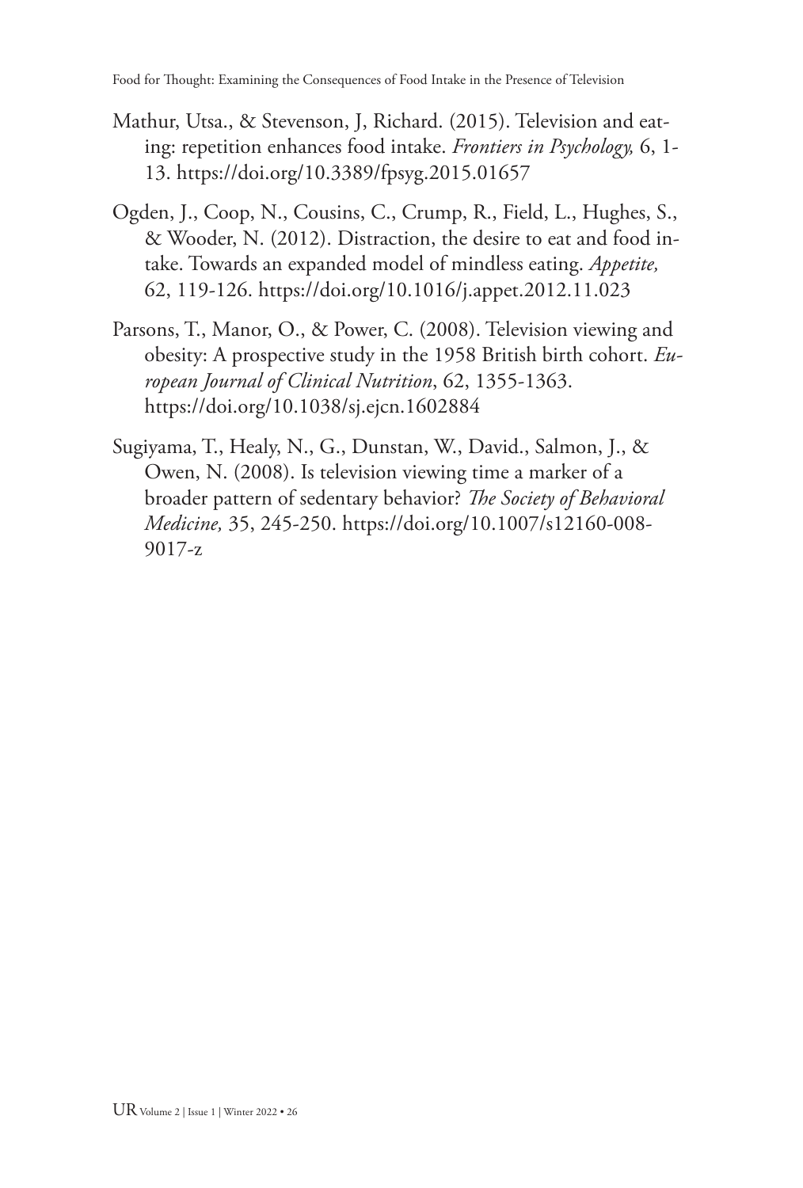Mathur, Utsa., & Stevenson, J, Richard. (2015). Television and eating: repetition enhances food intake. *Frontiers in Psychology,* 6, 1-13. https://doi.org/10.3389/fpsyg.2015.01657

Ogden, J., Coop, N., Cousins, C., Crump, R., Field, L., Hughes, S., & Wooder, N. (2012). Distraction, the desire to eat and food intake. Towards an expanded model of mindless eating. *Appetite,* 62, 119-126. https://doi.org/10.1016/j.appet.2012.11.023

Parsons, T., Manor, O., & Power, C. (2008). Television viewing and obesity: A prospective study in the 1958 British birth cohort. *European Journal of Clinical Nutrition*, 62, 1355-1363. https://doi.org/10.1038/sj.ejcn.1602884

Sugiyama, T., Healy, N., G., Dunstan, W., David., Salmon, J., & Owen, N. (2008). Is television viewing time a marker of a broader pattern of sedentary behavior? *The Society of Behavioral Medicine,* 35, 245-250. https://doi.org/10.1007/s12160-008-9017-z